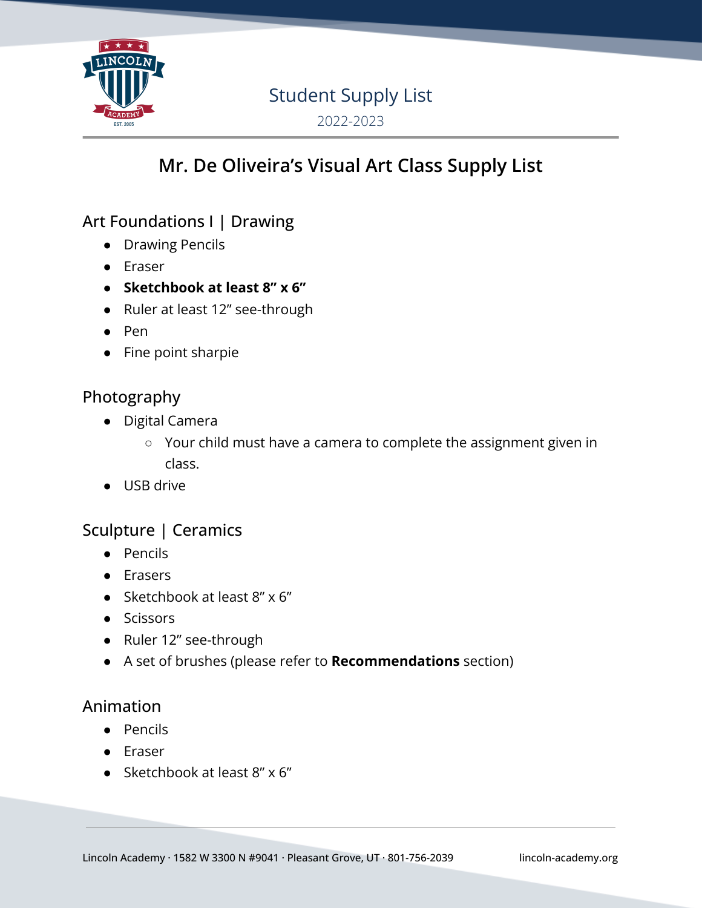Student Supply List

2022-2023

# Mr. De Oliveira's Visual Art Class Supply List

## Art Foundations I | Drawing

- Drawing Pencils
- Eraser
- **Sketchbook at least 8" x 6"**
- Ruler at least 12" see-through
- Pen
- Fine point sharpie

## Photography

- Digital Camera
  - Your child must have a camera to complete the assignment given in class.
- USB drive

## Sculpture | Ceramics

- Pencils
- Erasers
- Sketchbook at least 8" x 6"
- Scissors
- Ruler 12" see-through
- A set of brushes (please refer to **Recommendations** section)

## Animation

- Pencils
- Eraser
- Sketchbook at least 8" x 6"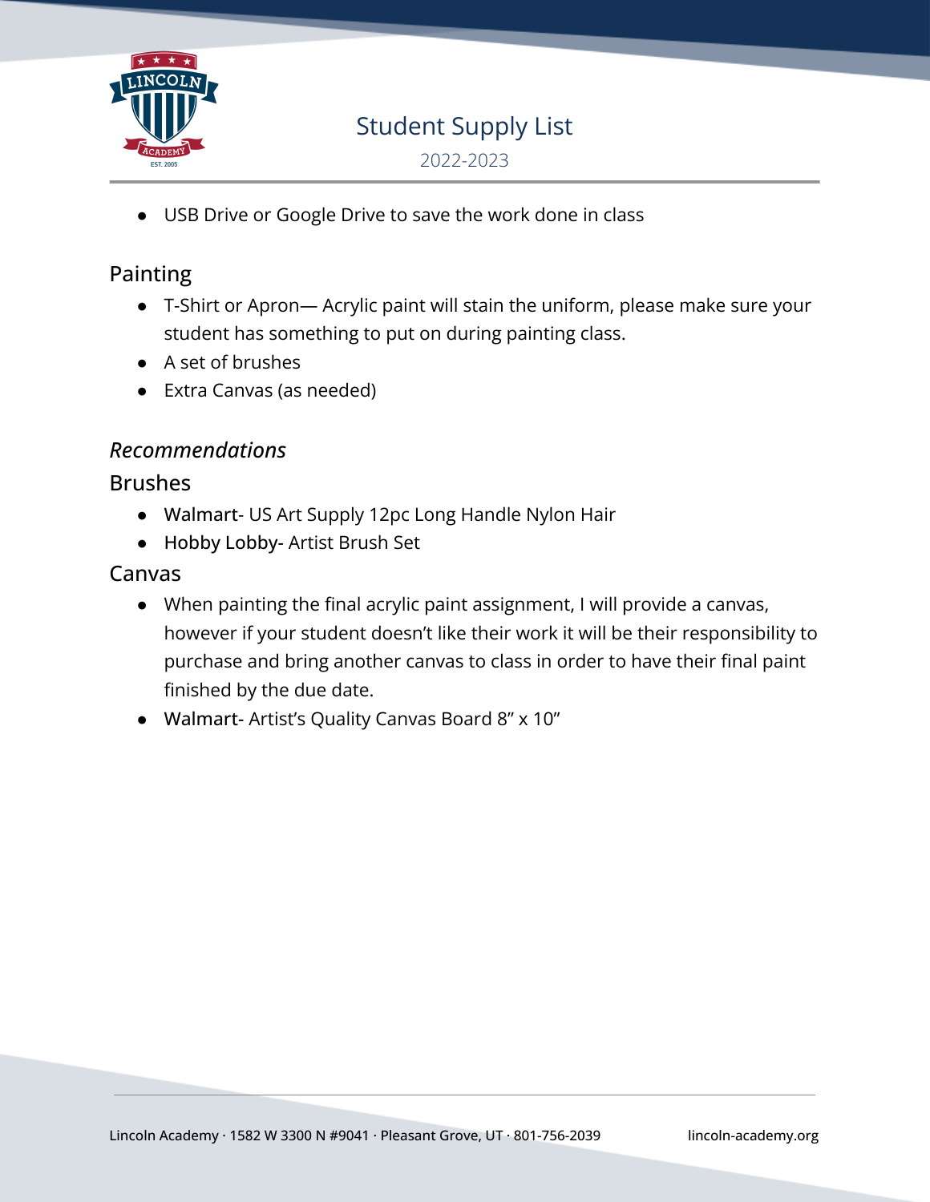# Student Supply List

2022-2023

- USB Drive or Google Drive to save the work done in class

## Painting

- T-Shirt or Apron— Acrylic paint will stain the uniform, please make sure your student has something to put on during painting class.
- A set of brushes
- Extra Canvas (as needed)

### *Recommendations*

### Brushes

- **Walmart**- US Art Supply 12pc Long Handle Nylon Hair
- **Hobby Lobby**- Artist Brush Set

### Canvas

- When painting the final acrylic paint assignment, I will provide a canvas, however if your student doesn't like their work it will be their responsibility to purchase and bring another canvas to class in order to have their final paint finished by the due date.
- **Walmart**- Artist's Quality Canvas Board 8" x 10"